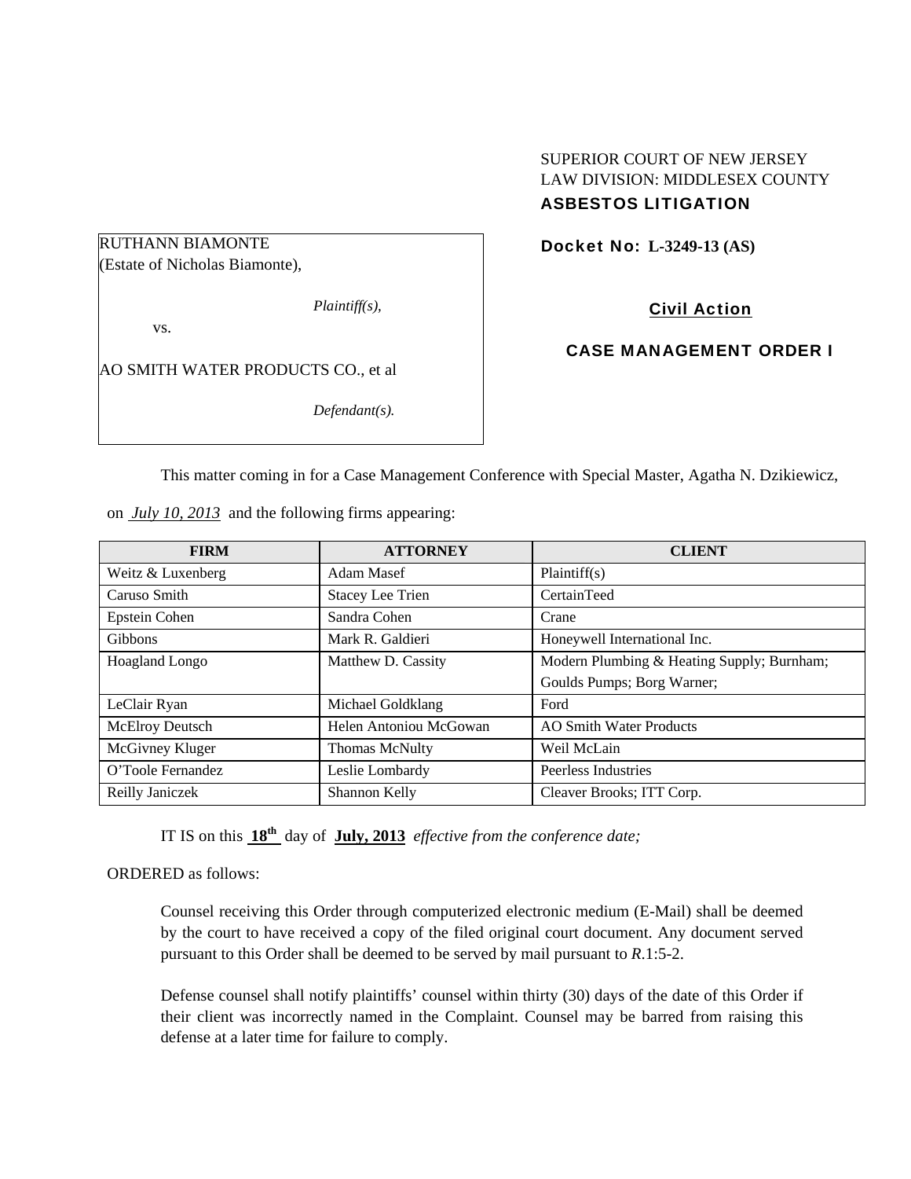SUPERIOR COURT OF NEW JERSEY
LAW DIVISION: MIDDLESEX COUNTY
**ASBESTOS LITIGATION**

RUTHANN BIAMONTE
(Estate of Nicholas Biamonte),

*Plaintiff(s),*

vs.

AO SMITH WATER PRODUCTS CO., et al

*Defendant(s).*

**Docket No: L-3249-13 (AS)**

**Civil Action**

**CASE MANAGEMENT ORDER I**

This matter coming in for a Case Management Conference with Special Master, Agatha N. Dzikiewicz, on *July 10, 2013* and the following firms appearing:

| FIRM | ATTORNEY | CLIENT |
|---|---|---|
| Weitz & Luxenberg | Adam Masef | Plaintiff(s) |
| Caruso Smith | Stacey Lee Trien | CertainTeed |
| Epstein Cohen | Sandra Cohen | Crane |
| Gibbons | Mark R. Galdieri | Honeywell International Inc. |
| Hoagland Longo | Matthew D. Cassity | Modern Plumbing & Heating Supply; Burnham; Goulds Pumps; Borg Warner; |
| LeClair Ryan | Michael Goldklang | Ford |
| McElroy Deutsch | Helen Antoniou McGowan | AO Smith Water Products |
| McGivney Kluger | Thomas McNulty | Weil McLain |
| O'Toole Fernandez | Leslie Lombardy | Peerless Industries |
| Reilly Janiczek | Shannon Kelly | Cleaver Brooks; ITT Corp. |

IT IS on this **18th** day of **July, 2013** *effective from the conference date;*

ORDERED as follows:

Counsel receiving this Order through computerized electronic medium (E-Mail) shall be deemed by the court to have received a copy of the filed original court document. Any document served pursuant to this Order shall be deemed to be served by mail pursuant to *R*.1:5-2.

Defense counsel shall notify plaintiffs' counsel within thirty (30) days of the date of this Order if their client was incorrectly named in the Complaint. Counsel may be barred from raising this defense at a later time for failure to comply.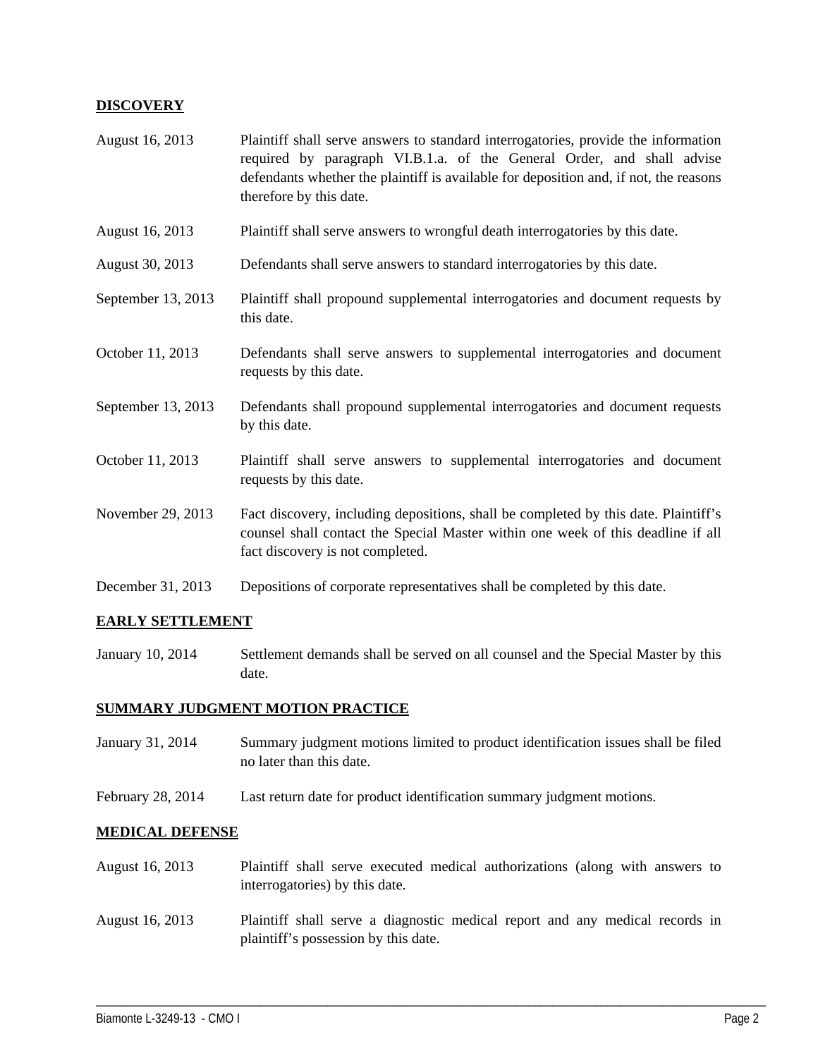## DISCOVERY

| | |
|---|---|
| August 16, 2013 | Plaintiff shall serve answers to standard interrogatories, provide the information required by paragraph VI.B.1.a. of the General Order, and shall advise defendants whether the plaintiff is available for deposition and, if not, the reasons therefore by this date. |
| August 16, 2013 | Plaintiff shall serve answers to wrongful death interrogatories by this date. |
| August 30, 2013 | Defendants shall serve answers to standard interrogatories by this date. |
| September 13, 2013 | Plaintiff shall propound supplemental interrogatories and document requests by this date. |
| October 11, 2013 | Defendants shall serve answers to supplemental interrogatories and document requests by this date. |
| September 13, 2013 | Defendants shall propound supplemental interrogatories and document requests by this date. |
| October 11, 2013 | Plaintiff shall serve answers to supplemental interrogatories and document requests by this date. |
| November 29, 2013 | Fact discovery, including depositions, shall be completed by this date. Plaintiff's counsel shall contact the Special Master within one week of this deadline if all fact discovery is not completed. |
| December 31, 2013 | Depositions of corporate representatives shall be completed by this date. |

## EARLY SETTLEMENT

| | |
|---|---|
| January 10, 2014 | Settlement demands shall be served on all counsel and the Special Master by this date. |

## SUMMARY JUDGMENT MOTION PRACTICE

| | |
|---|---|
| January 31, 2014 | Summary judgment motions limited to product identification issues shall be filed no later than this date. |
| February 28, 2014 | Last return date for product identification summary judgment motions. |

## MEDICAL DEFENSE

| | |
|---|---|
| August 16, 2013 | Plaintiff shall serve executed medical authorizations (along with answers to interrogatories) by this date. |
| August 16, 2013 | Plaintiff shall serve a diagnostic medical report and any medical records in plaintiff's possession by this date. |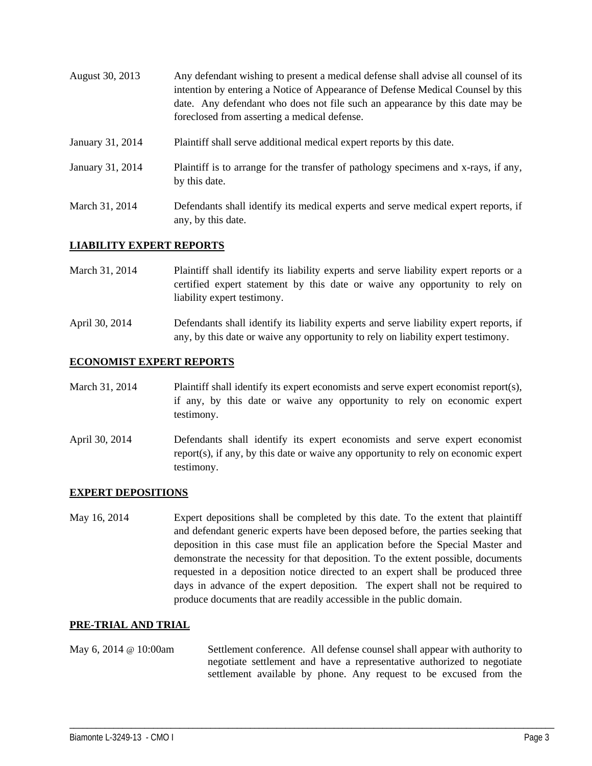| | |
|---|---|
| August 30, 2013 | Any defendant wishing to present a medical defense shall advise all counsel of its intention by entering a Notice of Appearance of Defense Medical Counsel by this date. Any defendant who does not file such an appearance by this date may be foreclosed from asserting a medical defense. |
| January 31, 2014 | Plaintiff shall serve additional medical expert reports by this date. |
| January 31, 2014 | Plaintiff is to arrange for the transfer of pathology specimens and x-rays, if any, by this date. |
| March 31, 2014 | Defendants shall identify its medical experts and serve medical expert reports, if any, by this date. |

**LIABILITY EXPERT REPORTS**

| | |
|---|---|
| March 31, 2014 | Plaintiff shall identify its liability experts and serve liability expert reports or a certified expert statement by this date or waive any opportunity to rely on liability expert testimony. |
| April 30, 2014 | Defendants shall identify its liability experts and serve liability expert reports, if any, by this date or waive any opportunity to rely on liability expert testimony. |

**ECONOMIST EXPERT REPORTS**

| | |
|---|---|
| March 31, 2014 | Plaintiff shall identify its expert economists and serve expert economist report(s), if any, by this date or waive any opportunity to rely on economic expert testimony. |
| April 30, 2014 | Defendants shall identify its expert economists and serve expert economist report(s), if any, by this date or waive any opportunity to rely on economic expert testimony. |

**EXPERT DEPOSITIONS**

| | |
|---|---|
| May 16, 2014 | Expert depositions shall be completed by this date. To the extent that plaintiff and defendant generic experts have been deposed before, the parties seeking that deposition in this case must file an application before the Special Master and demonstrate the necessity for that deposition. To the extent possible, documents requested in a deposition notice directed to an expert shall be produced three days in advance of the expert deposition. The expert shall not be required to produce documents that are readily accessible in the public domain. |

**PRE-TRIAL AND TRIAL**

| | |
|---|---|
| May 6, 2014 @ 10:00am | Settlement conference. All defense counsel shall appear with authority to negotiate settlement and have a representative authorized to negotiate settlement available by phone. Any request to be excused from the |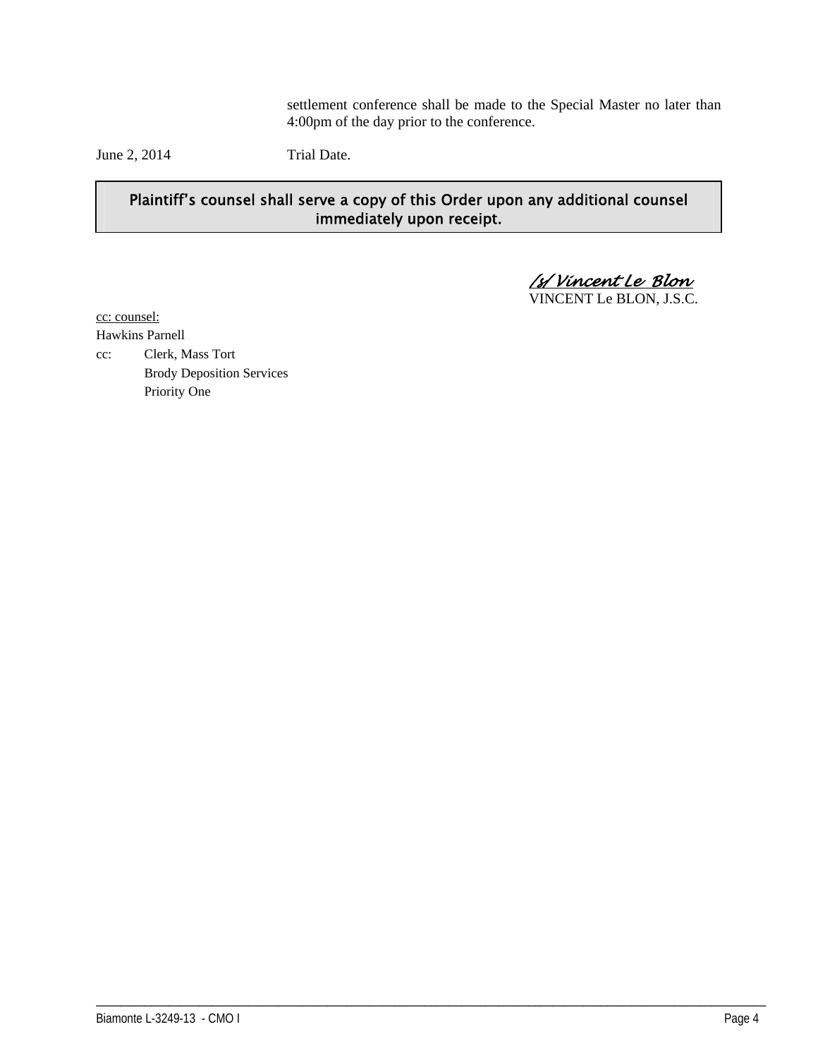settlement conference shall be made to the Special Master no later than 4:00pm of the day prior to the conference.

| | |
|---|---|
| June 2, 2014 | Trial Date. |

**Plaintiff's counsel shall serve a copy of this Order upon any additional counsel immediately upon receipt.**

*/s/ Vincent Le Blon*

VINCENT Le BLON, J.S.C.

cc: counsel:

Hawkins Parnell

cc: Clerk, Mass Tort

Brody Deposition Services

Priority One